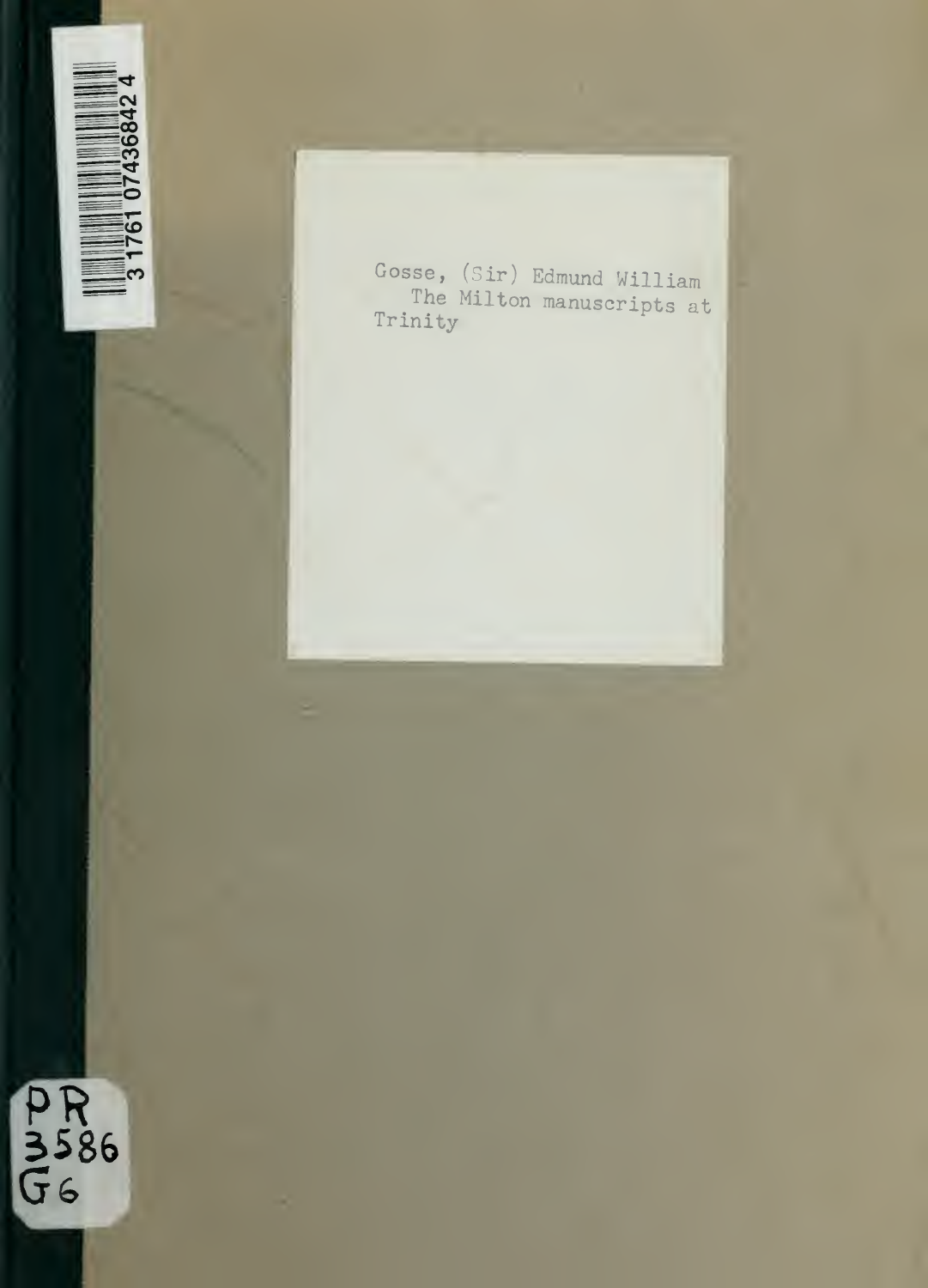Gosse, (Sir) Edmund William
The Milton manuscripts at
Trinity

PR
3586
G6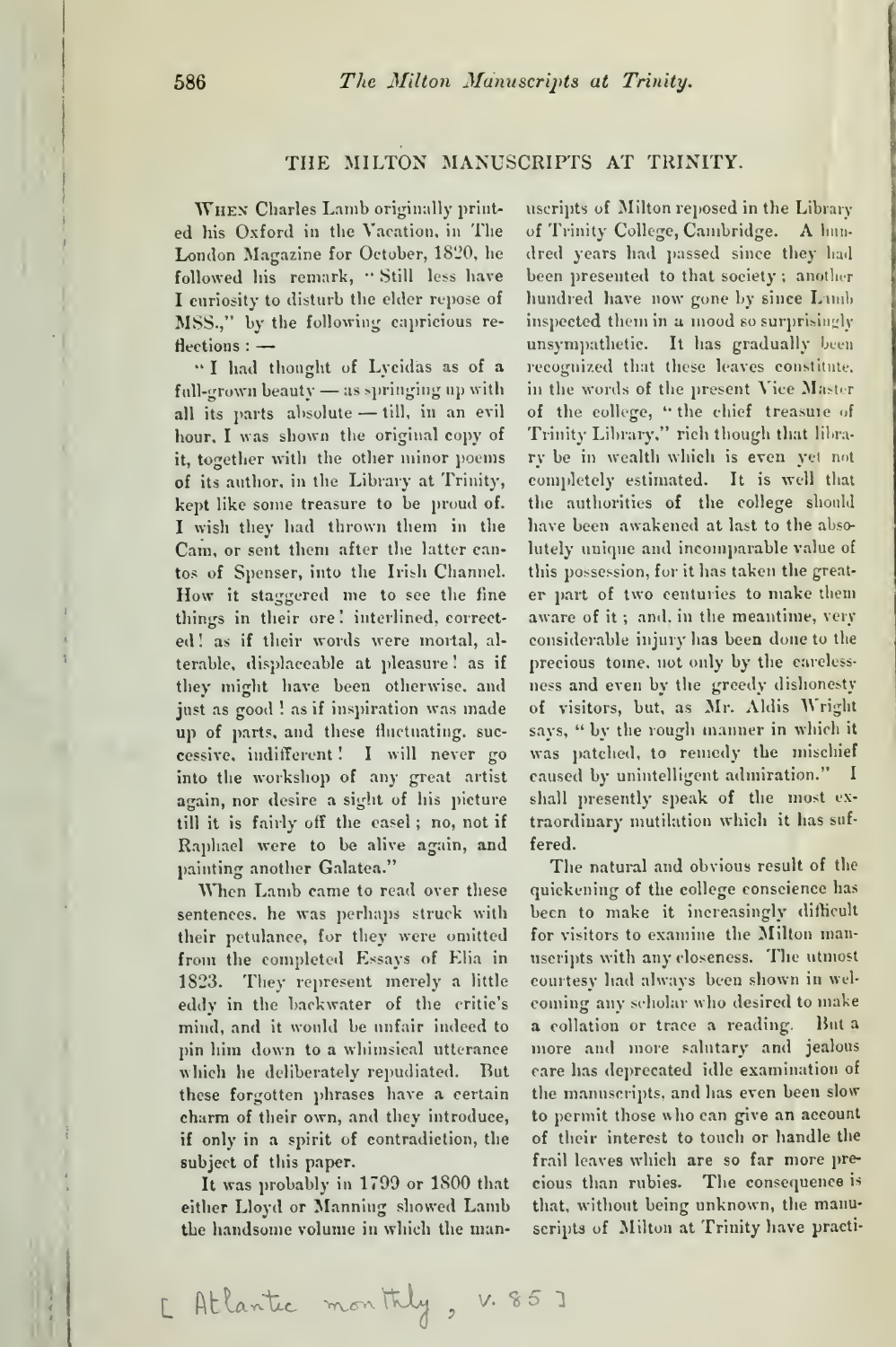## THE MILTON MANUSCRIPTS AT TRINITY.

When Charles Lamb originally printed his Oxford in the Vacation, in The London Magazine for October, 1820, he followed his remark, "Still less have I curiosity to disturb the elder repose of MSS.," by the following capricious reflections: —

"I had thought of Lycidas as of a full-grown beauty — as springing up with all its parts absolute — till, in an evil hour, I was shown the original copy of it, together with the other minor poems of its author, in the Library at Trinity, kept like some treasure to be proud of. I wish they had thrown them in the Cam, or sent them after the latter cantos of Spenser, into the Irish Channel. How it staggered me to see the fine things in their ore! interlined, corrected! as if their words were mortal, alterable, displaceable at pleasure! as if they might have been otherwise, and just as good! as if inspiration was made up of parts, and these fluctuating, successive, indifferent! I will never go into the workshop of any great artist again, nor desire a sight of his picture till it is fairly off the easel; no, not if Raphael were to be alive again, and painting another Galatea."

When Lamb came to read over these sentences, he was perhaps struck with their petulance, for they were omitted from the completed Essays of Elia in 1823. They represent merely a little eddy in the backwater of the critic's mind, and it would be unfair indeed to pin him down to a whimsical utterance which he deliberately repudiated. But these forgotten phrases have a certain charm of their own, and they introduce, if only in a spirit of contradiction, the subject of this paper.

It was probably in 1799 or 1800 that either Lloyd or Manning showed Lamb the handsome volume in which the manuscripts of Milton reposed in the Library of Trinity College, Cambridge. A hundred years had passed since they had been presented to that society; another hundred have now gone by since Lamb inspected them in a mood so surprisingly unsympathetic. It has gradually been recognized that these leaves constitute, in the words of the present Vice Master of the college, "the chief treasure of Trinity Library," rich though that library be in wealth which is even yet not completely estimated. It is well that the authorities of the college should have been awakened at last to the absolutely unique and incomparable value of this possession, for it has taken the greater part of two centuries to make them aware of it; and, in the meantime, very considerable injury has been done to the precious tome, not only by the carelessness and even by the greedy dishonesty of visitors, but, as Mr. Aldis Wright says, "by the rough manner in which it was patched, to remedy the mischief caused by unintelligent admiration." I shall presently speak of the most extraordinary mutilation which it has suffered.

The natural and obvious result of the quickening of the college conscience has been to make it increasingly difficult for visitors to examine the Milton manuscripts with any closeness. The utmost courtesy had always been shown in welcoming any scholar who desired to make a collation or trace a reading. But a more and more salutary and jealous care has deprecated idle examination of the manuscripts, and has even been slow to permit those who can give an account of their interest to touch or handle the frail leaves which are so far more precious than rubies. The consequence is that, without being unknown, the manuscripts of Milton at Trinity have practi-

[Atlantic monthly, v. 85]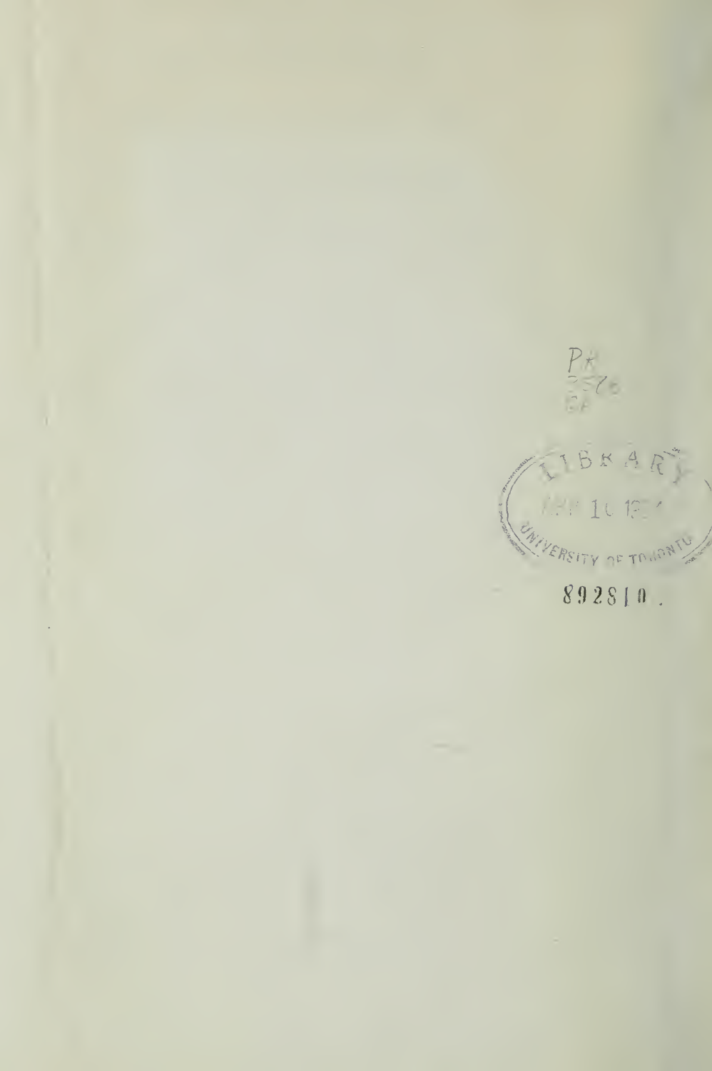LIBRARY

UNIVERSITY OF TORONTO

892810.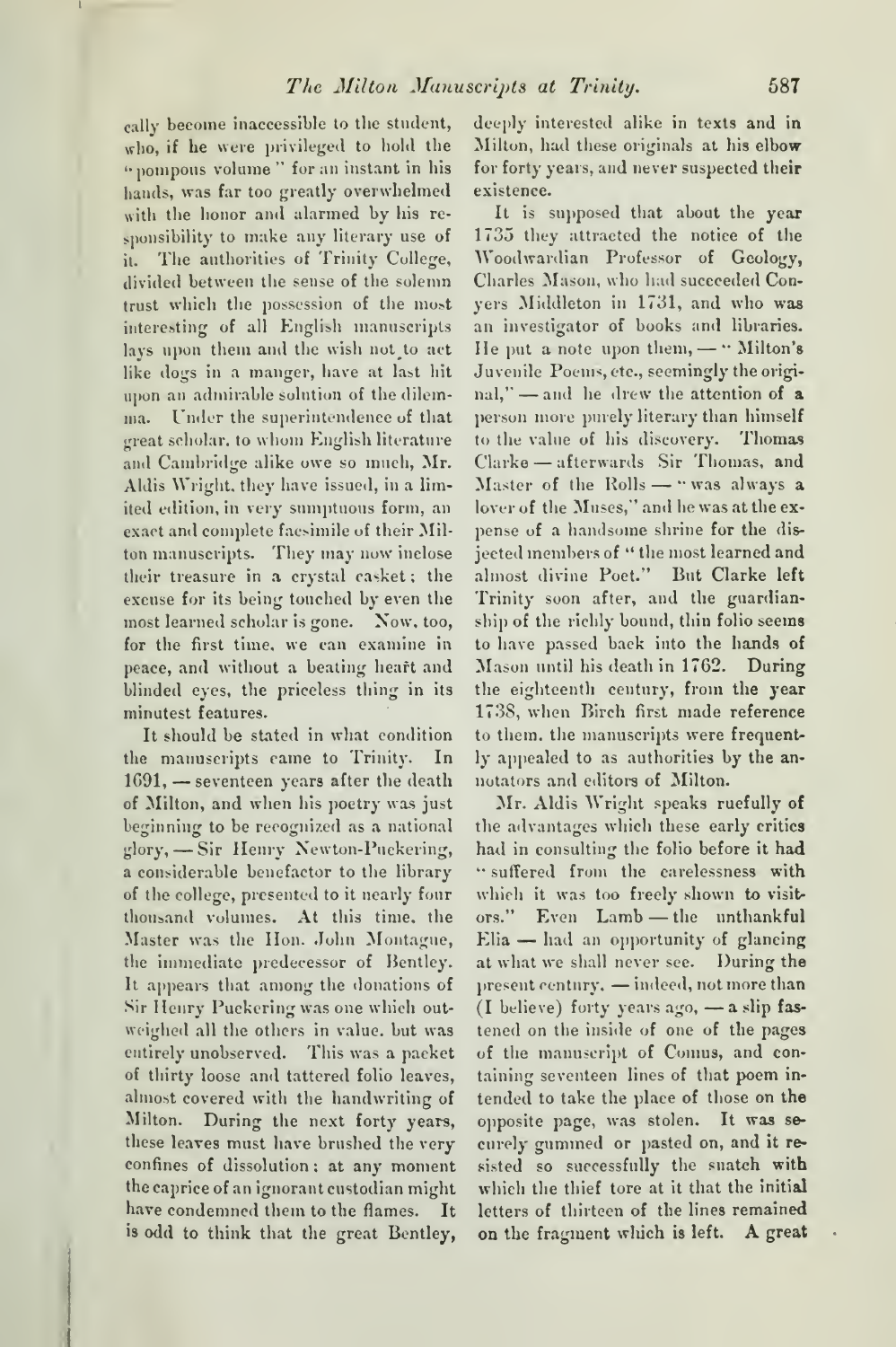cally become inaccessible to the student, who, if he were privileged to hold the "pompous volume" for an instant in his hands, was far too greatly overwhelmed with the honor and alarmed by his responsibility to make any literary use of it. The authorities of Trinity College, divided between the sense of the solemn trust which the possession of the most interesting of all English manuscripts lays upon them and the wish not to act like dogs in a manger, have at last hit upon an admirable solution of the dilemma. Under the superintendence of that great scholar, to whom English literature and Cambridge alike owe so much, Mr. Aldis Wright, they have issued, in a limited edition, in very sumptuous form, an exact and complete facsimile of their Milton manuscripts. They may now inclose their treasure in a crystal casket; the excuse for its being touched by even the most learned scholar is gone. Now, too, for the first time, we can examine in peace, and without a beating heart and blinded eyes, the priceless thing in its minutest features.

It should be stated in what condition the manuscripts came to Trinity. In 1691, — seventeen years after the death of Milton, and when his poetry was just beginning to be recognized as a national glory, — Sir Henry Newton-Puckering, a considerable benefactor to the library of the college, presented to it nearly four thousand volumes. At this time, the Master was the Hon. John Montague, the immediate predecessor of Bentley. It appears that among the donations of Sir Henry Puckering was one which outweighed all the others in value, but was entirely unobserved. This was a packet of thirty loose and tattered folio leaves, almost covered with the handwriting of Milton. During the next forty years, these leaves must have brushed the very confines of dissolution; at any moment the caprice of an ignorant custodian might have condemned them to the flames. It is odd to think that the great Bentley, deeply interested alike in texts and in Milton, had these originals at his elbow for forty years, and never suspected their existence.

It is supposed that about the year 1735 they attracted the notice of the Woodwardian Professor of Geology, Charles Mason, who had succeeded Conyers Middleton in 1731, and who was an investigator of books and libraries. He put a note upon them, — "Milton's Juvenile Poems, etc., seemingly the original," — and he drew the attention of a person more purely literary than himself to the value of his discovery. Thomas Clarke — afterwards Sir Thomas, and Master of the Rolls — "was always a lover of the Muses," and he was at the expense of a handsome shrine for the disjected members of "the most learned and almost divine Poet." But Clarke left Trinity soon after, and the guardianship of the richly bound, thin folio seems to have passed back into the hands of Mason until his death in 1762. During the eighteenth century, from the year 1738, when Birch first made reference to them, the manuscripts were frequently appealed to as authorities by the annotators and editors of Milton.

Mr. Aldis Wright speaks ruefully of the advantages which these early critics had in consulting the folio before it had "suffered from the carelessness with which it was too freely shown to visitors." Even Lamb — the unthankful Elia — had an opportunity of glancing at what we shall never see. During the present century, — indeed, not more than (I believe) forty years ago, — a slip fastened on the inside of one of the pages of the manuscript of Comus, and containing seventeen lines of that poem intended to take the place of those on the opposite page, was stolen. It was securely gummed or pasted on, and it resisted so successfully the snatch with which the thief tore at it that the initial letters of thirteen of the lines remained on the fragment which is left. A great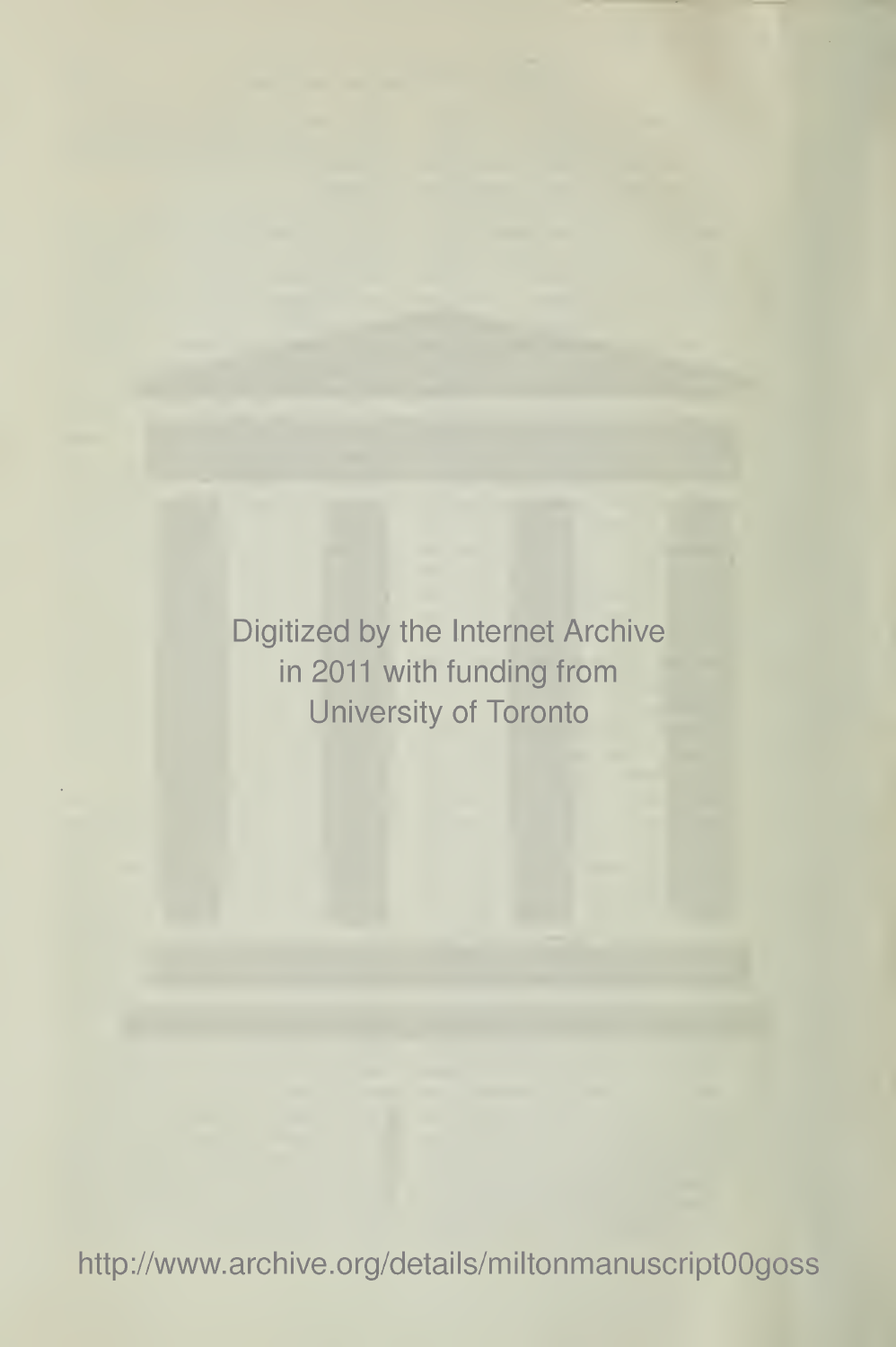Digitized by the Internet Archive
in 2011 with funding from
University of Toronto

http://www.archive.org/details/miltonmanuscript00goss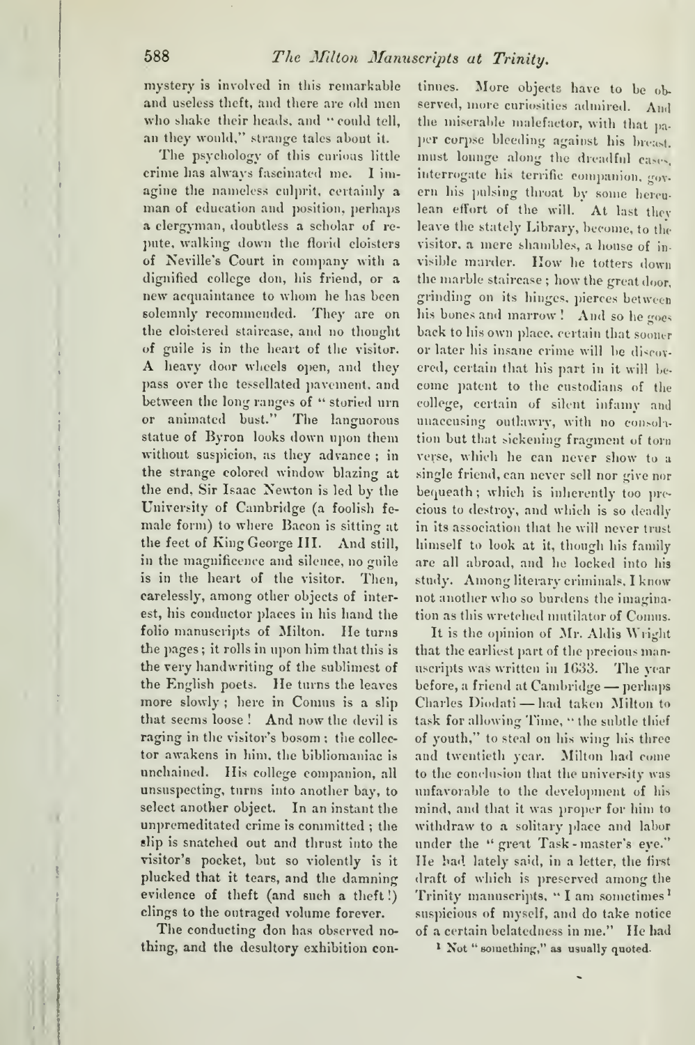mystery is involved in this remarkable and useless theft, and there are old men who shake their heads, and "could tell, an they would," strange tales about it.

The psychology of this curious little crime has always fascinated me. I imagine the nameless culprit, certainly a man of education and position, perhaps a clergyman, doubtless a scholar of repute, walking down the florid cloisters of Neville's Court in company with a dignified college don, his friend, or a new acquaintance to whom he has been solemnly recommended. They are on the cloistered staircase, and no thought of guile is in the heart of the visitor. A heavy door wheels open, and they pass over the tessellated pavement, and between the long ranges of "storied urn or animated bust." The languorous statue of Byron looks down upon them without suspicion, as they advance; in the strange colored window blazing at the end, Sir Isaac Newton is led by the University of Cambridge (a foolish female form) to where Bacon is sitting at the feet of King George III. And still, in the magnificence and silence, no guile is in the heart of the visitor. Then, carelessly, among other objects of interest, his conductor places in his hand the folio manuscripts of Milton. He turns the pages; it rolls in upon him that this is the very handwriting of the sublimest of the English poets. He turns the leaves more slowly; here in Comus is a slip that seems loose! And now the devil is raging in the visitor's bosom; the collector awakens in him, the bibliomaniac is unchained. His college companion, all unsuspecting, turns into another bay, to select another object. In an instant the unpremeditated crime is committed; the slip is snatched out and thrust into the visitor's pocket, but so violently is it plucked that it tears, and the damning evidence of theft (and such a theft!) clings to the outraged volume forever.

The conducting don has observed nothing, and the desultory exhibition continues. More objects have to be observed, more curiosities admired. And the miserable malefactor, with that paper corpse bleeding against his breast, must lounge along the dreadful cases, interrogate his terrific companion, govern his pulsing throat by some herculean effort of the will. At last they leave the stately Library, become, to the visitor, a mere shambles, a house of invisible murder. How he totters down the marble staircase; how the great door, grinding on its hinges, pierces between his bones and marrow! And so he goes back to his own place, certain that sooner or later his insane crime will be discovered, certain that his part in it will become patent to the custodians of the college, certain of silent infamy and unaccusing outlawry, with no consolation but that sickening fragment of torn verse, which he can never show to a single friend, can never sell nor give nor bequeath; which is inherently too precious to destroy, and which is so deadly in its association that he will never trust himself to look at it, though his family are all abroad, and he locked into his study. Among literary criminals, I know not another who so burdens the imagination as this wretched mutilator of Comus.

It is the opinion of Mr. Aldis Wright that the earliest part of the precious manuscripts was written in 1633. The year before, a friend at Cambridge — perhaps Charles Diodati — had taken Milton to task for allowing Time, "the subtle thief of youth," to steal on his wing his three and twentieth year. Milton had come to the conclusion that the university was unfavorable to the development of his mind, and that it was proper for him to withdraw to a solitary place and labor under the "great Task-master's eye." He had lately said, in a letter, the first draft of which is preserved among the Trinity manuscripts, "I am sometimes[1] suspicious of myself, and do take notice of a certain belatedness in me." He had

[1] Not "something," as usually quoted.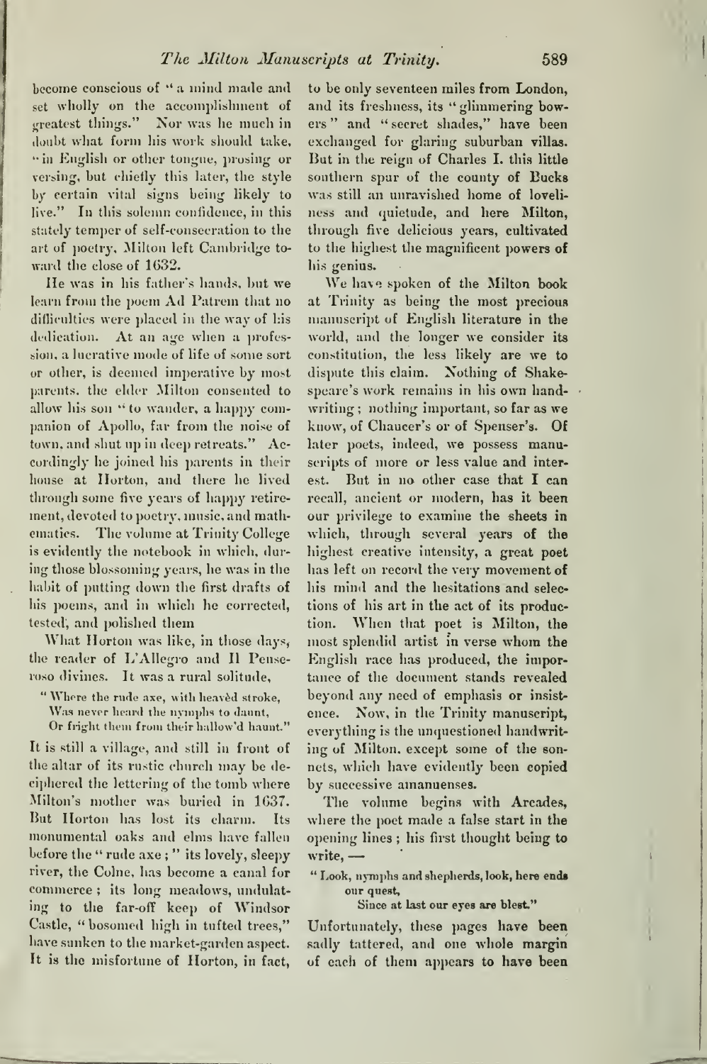become conscious of "a mind made and set wholly on the accomplishment of greatest things." Nor was he much in doubt what form his work should take, "in English or other tongue, prosing or versing, but chiefly this later, the style by certain vital signs being likely to live." In this solemn confidence, in this stately temper of self-consecration to the art of poetry, Milton left Cambridge toward the close of 1632.

He was in his father's hands, but we learn from the poem Ad Patrem that no difficulties were placed in the way of his dedication. At an age when a profession, a lucrative mode of life of some sort or other, is deemed imperative by most parents, the elder Milton consented to allow his son "to wander, a happy companion of Apollo, far from the noise of town, and shut up in deep retreats." Accordingly he joined his parents in their house at Horton, and there he lived through some five years of happy retirement, devoted to poetry, music, and mathematics. The volume at Trinity College is evidently the notebook in which, during those blossoming years, he was in the habit of putting down the first drafts of his poems, and in which he corrected, tested, and polished them

What Horton was like, in those days, the reader of L'Allegro and Il Penseroso divines. It was a rural solitude,

> "Where the rude axe, with heavèd stroke,
> Was never heard the nymphs to daunt,
> Or fright them from their hallow'd haunt."

It is still a village, and still in front of the altar of its rustic church may be deciphered the lettering of the tomb where Milton's mother was buried in 1637. But Horton has lost its charm. Its monumental oaks and elms have fallen before the "rude axe;" its lovely, sleepy river, the Colne, has become a canal for commerce; its long meadows, undulating to the far-off keep of Windsor Castle, "bosomed high in tufted trees," have sunken to the market-garden aspect. It is the misfortune of Horton, in fact, to be only seventeen miles from London, and its freshness, its "glimmering bowers" and "secret shades," have been exchanged for glaring suburban villas. But in the reign of Charles I. this little southern spur of the county of Bucks was still an unravished home of loveliness and quietude, and here Milton, through five delicious years, cultivated to the highest the magnificent powers of his genius.

We have spoken of the Milton book at Trinity as being the most precious manuscript of English literature in the world, and the longer we consider its constitution, the less likely are we to dispute this claim. Nothing of Shakespeare's work remains in his own handwriting; nothing important, so far as we know, of Chaucer's or of Spenser's. Of later poets, indeed, we possess manuscripts of more or less value and interest. But in no other case that I can recall, ancient or modern, has it been our privilege to examine the sheets in which, through several years of the highest creative intensity, a great poet has left on record the very movement of his mind and the hesitations and selections of his art in the act of its production. When that poet is Milton, the most splendid artist in verse whom the English race has produced, the importance of the document stands revealed beyond any need of emphasis or insistence. Now, in the Trinity manuscript, everything is the unquestioned handwriting of Milton, except some of the sonnets, which have evidently been copied by successive amanuenses.

The volume begins with Arcades, where the poet made a false start in the opening lines; his first thought being to write, —

> "Look, nymphs and shepherds, look, here ends our quest,
> Since at last our eyes are blest."

Unfortunately, these pages have been sadly tattered, and one whole margin of each of them appears to have been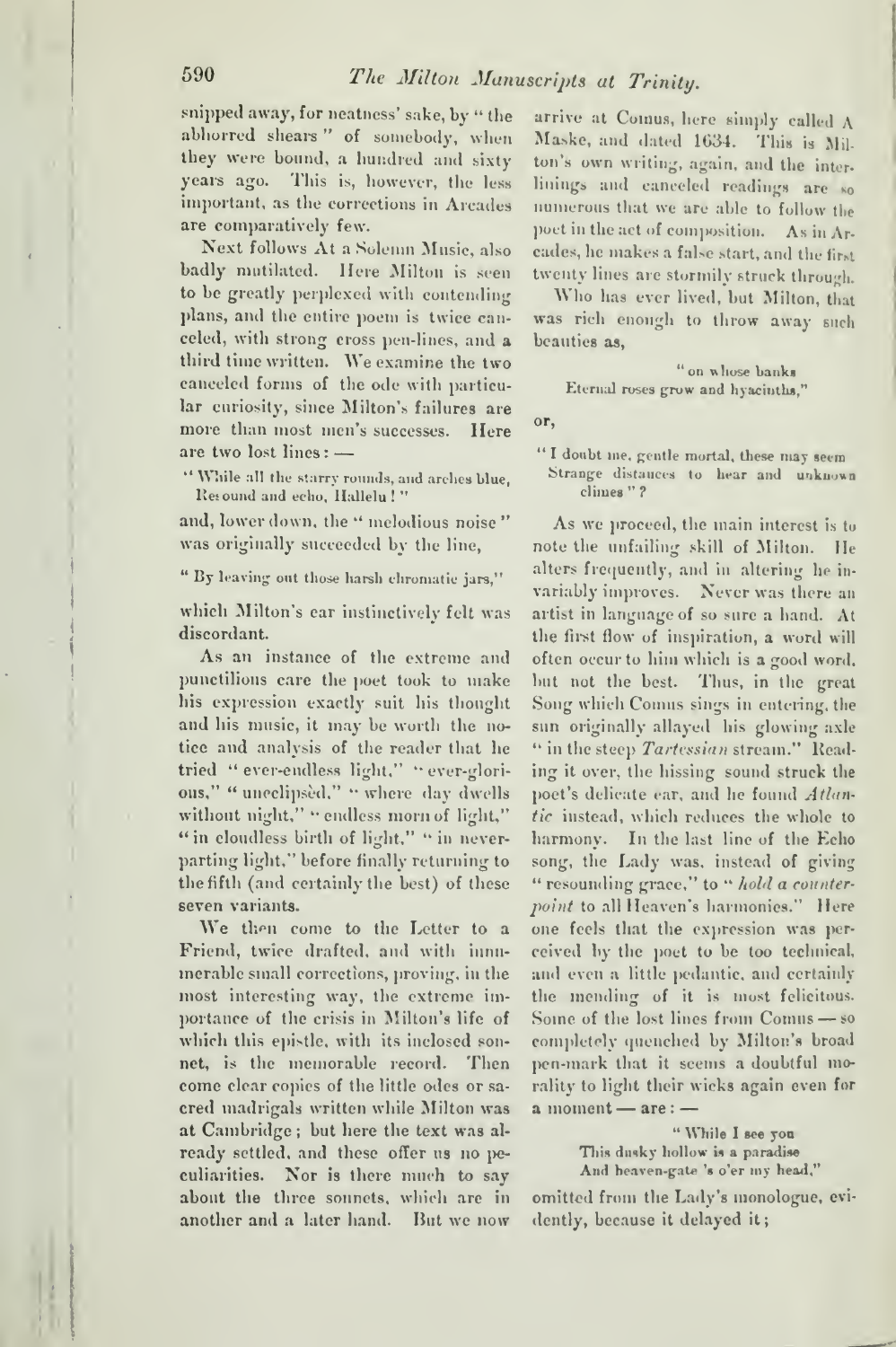snipped away, for neatness' sake, by "the abhorred shears" of somebody, when they were bound, a hundred and sixty years ago. This is, however, the less important, as the corrections in Arcades are comparatively few.

Next follows At a Solemn Music, also badly mutilated. Here Milton is seen to be greatly perplexed with contending plans, and the entire poem is twice canceled, with strong cross pen-lines, and a third time written. We examine the two canceled forms of the ode with particular curiosity, since Milton's failures are more than most men's successes. Here are two lost lines: —

> "While all the starry rounds, and arches blue,
> Resound and echo, Hallelu!"

and, lower down, the "melodious noise" was originally succeeded by the line,

> "By leaving out those harsh chromatic jars,"

which Milton's ear instinctively felt was discordant.

As an instance of the extreme and punctilious care the poet took to make his expression exactly suit his thought and his music, it may be worth the notice and analysis of the reader that he tried "ever-endless light," "ever-glorious," "uneclipsèd," "where day dwells without night," "endless morn of light," "in cloudless birth of light," "in never-parting light," before finally returning to the fifth (and certainly the best) of these seven variants.

We then come to the Letter to a Friend, twice drafted, and with innumerable small corrections, proving, in the most interesting way, the extreme importance of the crisis in Milton's life of which this epistle, with its inclosed sonnet, is the memorable record. Then come clear copies of the little odes or sacred madrigals written while Milton was at Cambridge; but here the text was already settled, and these offer us no peculiarities. Nor is there much to say about the three sonnets, which are in another and a later hand. But we now arrive at Comus, here simply called A Maske, and dated 1634. This is Milton's own writing, again, and the interlinings and canceled readings are so numerous that we are able to follow the poet in the act of composition. As in Arcades, he makes a false start, and the first twenty lines are stormily struck through.

Who has ever lived, but Milton, that was rich enough to throw away such beauties as,

> "on whose banks
> Eternal roses grow and hyacinths,"

or,

> "I doubt me, gentle mortal, these may seem
> Strange distances to hear and unknown climes"?

As we proceed, the main interest is to note the unfailing skill of Milton. He alters frequently, and in altering he invariably improves. Never was there an artist in language of so sure a hand. At the first flow of inspiration, a word will often occur to him which is a good word, but not the best. Thus, in the great Song which Comus sings in entering, the sun originally allayed his glowing axle "in the steep *Tartessian* stream." Reading it over, the hissing sound struck the poet's delicate ear, and he found *Atlantic* instead, which reduces the whole to harmony. In the last line of the Echo song, the Lady was, instead of giving "resounding grace," to "*hold a counterpoint* to all Heaven's harmonies." Here one feels that the expression was perceived by the poet to be too technical, and even a little pedantic, and certainly the mending of it is most felicitous. Some of the lost lines from Comus — so completely quenched by Milton's broad pen-mark that it seems a doubtful morality to light their wicks again even for a moment — are: —

> "While I see you
> This dusky hollow is a paradise
> And heaven-gate 's o'er my head,"

omitted from the Lady's monologue, evidently, because it delayed it;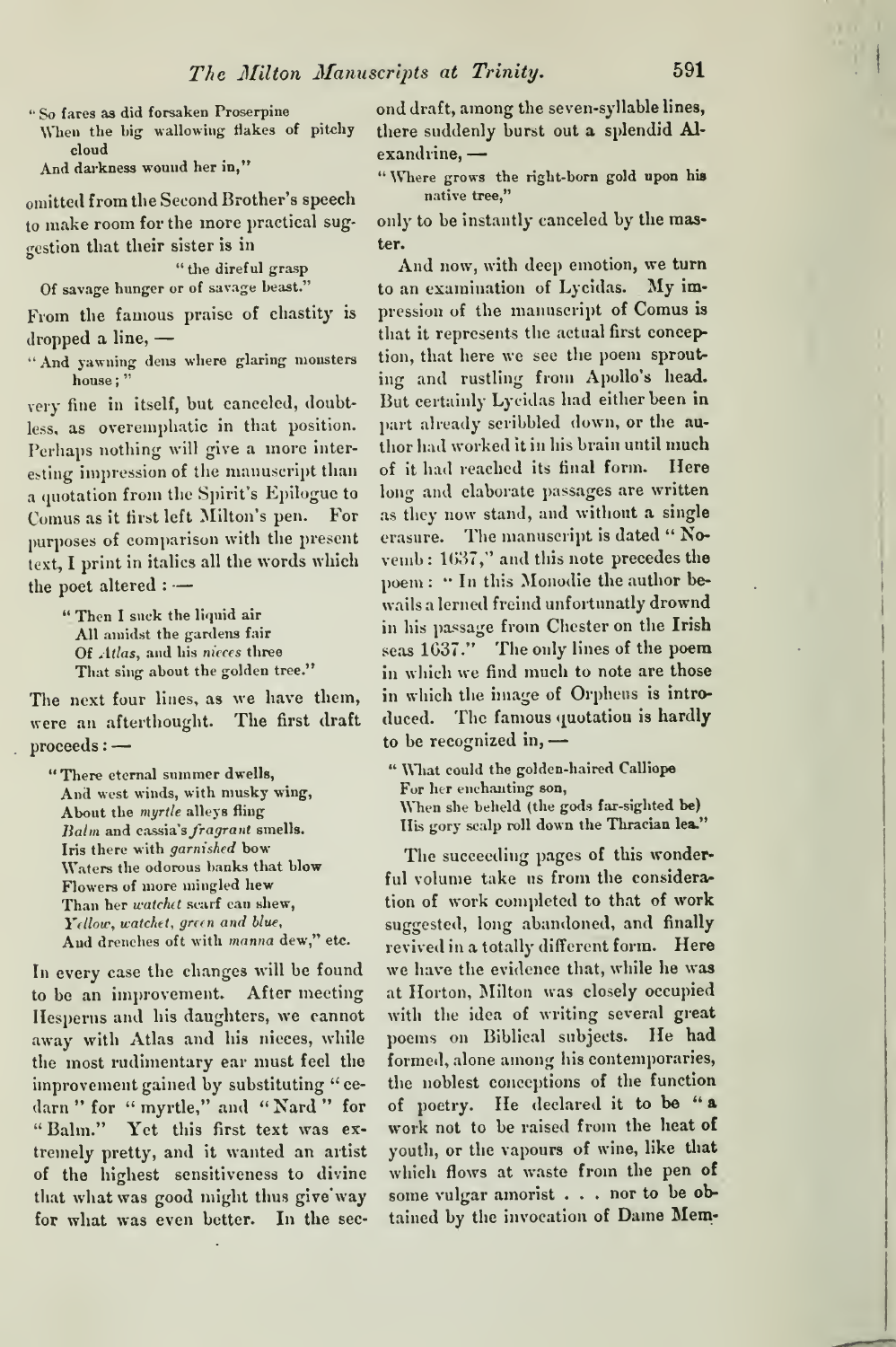> "So fares as did forsaken Proserpine
> When the big wallowing flakes of pitchy cloud
> And darkness wound her in,"

omitted from the Second Brother's speech to make room for the more practical suggestion that their sister is in

> "the direful grasp
> Of savage hunger or of savage beast."

From the famous praise of chastity is dropped a line, —

> "And yawning dens where glaring monsters house;"

very fine in itself, but canceled, doubtless, as overemphatic in that position. Perhaps nothing will give a more interesting impression of the manuscript than a quotation from the Spirit's Epilogue to Comus as it first left Milton's pen. For purposes of comparison with the present text, I print in italics all the words which the poet altered: —

> "Then I suck the liquid air
> All amidst the gardens fair
> Of *Atlas*, and his *nieces* three
> That sing about the golden tree."

The next four lines, as we have them, were an afterthought. The first draft proceeds: —

> "There eternal summer dwells,
> And west winds, with musky wing,
> About the *myrtle* alleys fling
> *Balm* and cassia's *fragrant* smells.
> Iris there with *garnished* bow
> Waters the odorous banks that blow
> Flowers of more mingled hew
> Than her *watchet* scarf can shew,
> *Yellow, watchet, green and blue,*
> And drenches oft with *manna* dew," etc.

In every case the changes will be found to be an improvement. After meeting Hesperus and his daughters, we cannot away with Atlas and his nieces, while the most rudimentary ear must feel the improvement gained by substituting "cedarn" for "myrtle," and "Nard" for "Balm." Yet this first text was extremely pretty, and it wanted an artist of the highest sensitiveness to divine that what was good might thus give way for what was even better. In the second draft, among the seven-syllable lines, there suddenly burst out a splendid Alexandrine, —

> "Where grows the right-born gold upon his native tree,"

only to be instantly canceled by the master.

And now, with deep emotion, we turn to an examination of Lycidas. My impression of the manuscript of Comus is that it represents the actual first conception, that here we see the poem sprouting and rustling from Apollo's head. But certainly Lycidas had either been in part already scribbled down, or the author had worked it in his brain until much of it had reached its final form. Here long and elaborate passages are written as they now stand, and without a single erasure. The manuscript is dated "Novemb: 1637," and this note precedes the poem: "In this Monodie the author bewails a lerned freind unfortunatly drownd in his passage from Chester on the Irish seas 1637." The only lines of the poem in which we find much to note are those in which the image of Orpheus is introduced. The famous quotation is hardly to be recognized in, —

> "What could the golden-haired Calliope
> For her enchanting son,
> When she beheld (the gods far-sighted be)
> His gory scalp roll down the Thracian lea."

The succeeding pages of this wonderful volume take us from the consideration of work completed to that of work suggested, long abandoned, and finally revived in a totally different form. Here we have the evidence that, while he was at Horton, Milton was closely occupied with the idea of writing several great poems on Biblical subjects. He had formed, alone among his contemporaries, the noblest conceptions of the function of poetry. He declared it to be "a work not to be raised from the heat of youth, or the vapours of wine, like that which flows at waste from the pen of some vulgar amorist . . . nor to be obtained by the invocation of Dame Mem-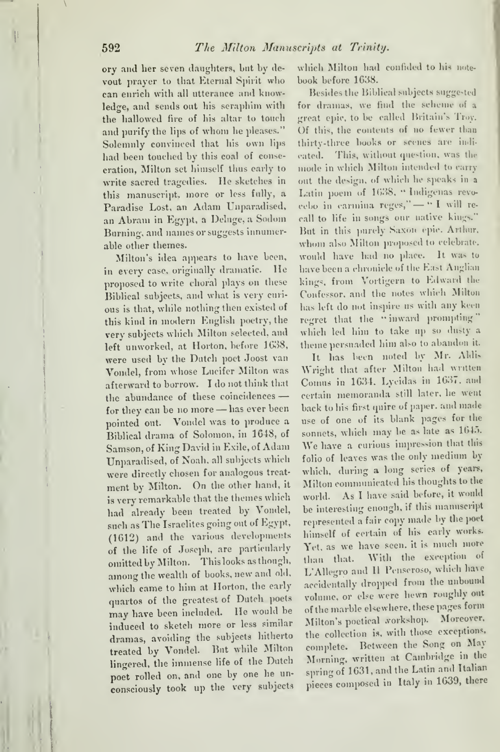ory and her seven daughters, but by devout prayer to that Eternal Spirit who can enrich with all utterance and knowledge, and sends out his seraphim with the hallowed fire of his altar to touch and purify the lips of whom he pleases." Solemnly convinced that his own lips had been touched by this coal of consecration, Milton set himself thus early to write sacred tragedies. He sketches in this manuscript, more or less fully, a Paradise Lost, an Adam Unparadised, an Abram in Egypt, a Deluge, a Sodom Burning, and names or suggests innumerable other themes.

Milton's idea appears to have been, in every case, originally dramatic. He proposed to write choral plays on these Biblical subjects, and what is very curious is that, while nothing then existed of this kind in modern English poetry, the very subjects which Milton selected, and left unworked, at Horton, before 1638, were used by the Dutch poet Joost van Vondel, from whose Lucifer Milton was afterward to borrow. I do not think that the abundance of these coincidences — for they can be no more — has ever been pointed out. Vondel was to produce a Biblical drama of Solomon, in 1648, of Samson, of King David in Exile, of Adam Unparadised, of Noah, all subjects which were directly chosen for analogous treatment by Milton. On the other hand, it is very remarkable that the themes which had already been treated by Vondel, such as The Israelites going out of Egypt, (1612) and the various developments of the life of Joseph, are particularly omitted by Milton. This looks as though, among the wealth of books, new and old, which came to him at Horton, the early quartos of the greatest of Dutch poets may have been included. He would be induced to sketch more or less similar dramas, avoiding the subjects hitherto treated by Vondel. But while Milton lingered, the immense life of the Dutch poet rolled on, and one by one he unconsciously took up the very subjects which Milton had confided to his notebook before 1638.

Besides the Biblical subjects suggested for dramas, we find the scheme of a great epic, to be called Britain's Troy. Of this, the contents of no fewer than thirty-three books or scenes are indicated. This, without question, was the mode in which Milton intended to carry out the design, of which he speaks in a Latin poem of 1638, "Indigenas revocebo in carmina reges," — "I will recall to life in songs our native kings." But in this purely Saxon epic, Arthur, whom also Milton proposed to celebrate, would have had no place. It was to have been a chronicle of the East Anglian kings, from Vortigern to Edward the Confessor, and the notes which Milton has left do not inspire us with any keen regret that the "inward prompting" which led him to take up so dusty a theme persuaded him also to abandon it.

It has been noted by Mr. Aldis Wright that after Milton had written Comus in 1634, Lycidas in 1637, and certain memoranda still later, he went back to his first quire of paper, and made use of one of its blank pages for the sonnets, which may be as late as 1645. We have a curious impression that this folio of leaves was the only medium by which, during a long series of years, Milton communicated his thoughts to the world. As I have said before, it would be interesting enough, if this manuscript represented a fair copy made by the poet himself of certain of his early works. Yet, as we have seen, it is much more than that. With the exception of L'Allegro and Il Penseroso, which have accidentally dropped from the unbound volume, or else were hewn roughly out of the marble elsewhere, these pages form Milton's poetical workshop. Moreover, the collection is, with those exceptions, complete. Between the Song on May Morning, written at Cambridge in the spring of 1631, and the Latin and Italian pieces composed in Italy in 1639, there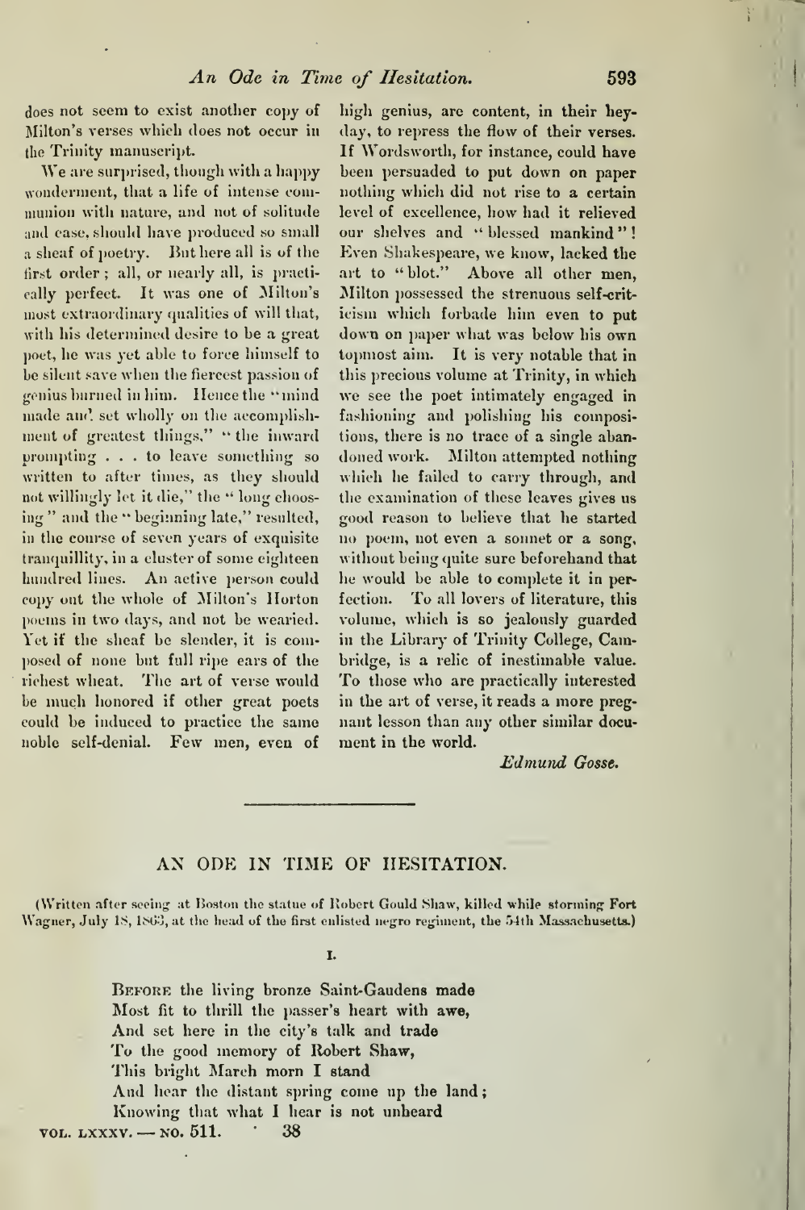does not seem to exist another copy of Milton's verses which does not occur in the Trinity manuscript.

We are surprised, though with a happy wonderment, that a life of intense communion with nature, and not of solitude and ease, should have produced so small a sheaf of poetry. But here all is of the first order; all, or nearly all, is practically perfect. It was one of Milton's most extraordinary qualities of will that, with his determined desire to be a great poet, he was yet able to force himself to be silent save when the fiercest passion of genius burned in him. Hence the "mind made and set wholly on the accomplishment of greatest things," "the inward prompting . . . to leave something so written to after times, as they should not willingly let it die," the "long choosing" and the "beginning late," resulted, in the course of seven years of exquisite tranquillity, in a cluster of some eighteen hundred lines. An active person could copy out the whole of Milton's Horton poems in two days, and not be wearied. Yet if the sheaf be slender, it is composed of none but full ripe ears of the richest wheat. The art of verse would be much honored if other great poets could be induced to practice the same noble self-denial. Few men, even of high genius, are content, in their heyday, to repress the flow of their verses. If Wordsworth, for instance, could have been persuaded to put down on paper nothing which did not rise to a certain level of excellence, how had it relieved our shelves and "blessed mankind"! Even Shakespeare, we know, lacked the art to "blot." Above all other men, Milton possessed the strenuous self-criticism which forbade him even to put down on paper what was below his own topmost aim. It is very notable that in this precious volume at Trinity, in which we see the poet intimately engaged in fashioning and polishing his compositions, there is no trace of a single abandoned work. Milton attempted nothing which he failed to carry through, and the examination of these leaves gives us good reason to believe that he started no poem, not even a sonnet or a song, without being quite sure beforehand that he would be able to complete it in perfection. To all lovers of literature, this volume, which is so jealously guarded in the Library of Trinity College, Cambridge, is a relic of inestimable value. To those who are practically interested in the art of verse, it reads a more pregnant lesson than any other similar document in the world.

*Edmund Gosse.*

---

## AN ODE IN TIME OF HESITATION.

(Written after seeing at Boston the statue of Robert Gould Shaw, killed while storming Fort Wagner, July 18, 1863, at the head of the first enlisted negro regiment, the 54th Massachusetts.)

I.

Before the living bronze Saint-Gaudens made  
Most fit to thrill the passer's heart with awe,  
And set here in the city's talk and trade  
To the good memory of Robert Shaw,  
This bright March morn I stand  
And hear the distant spring come up the land;  
Knowing that what I hear is not unheard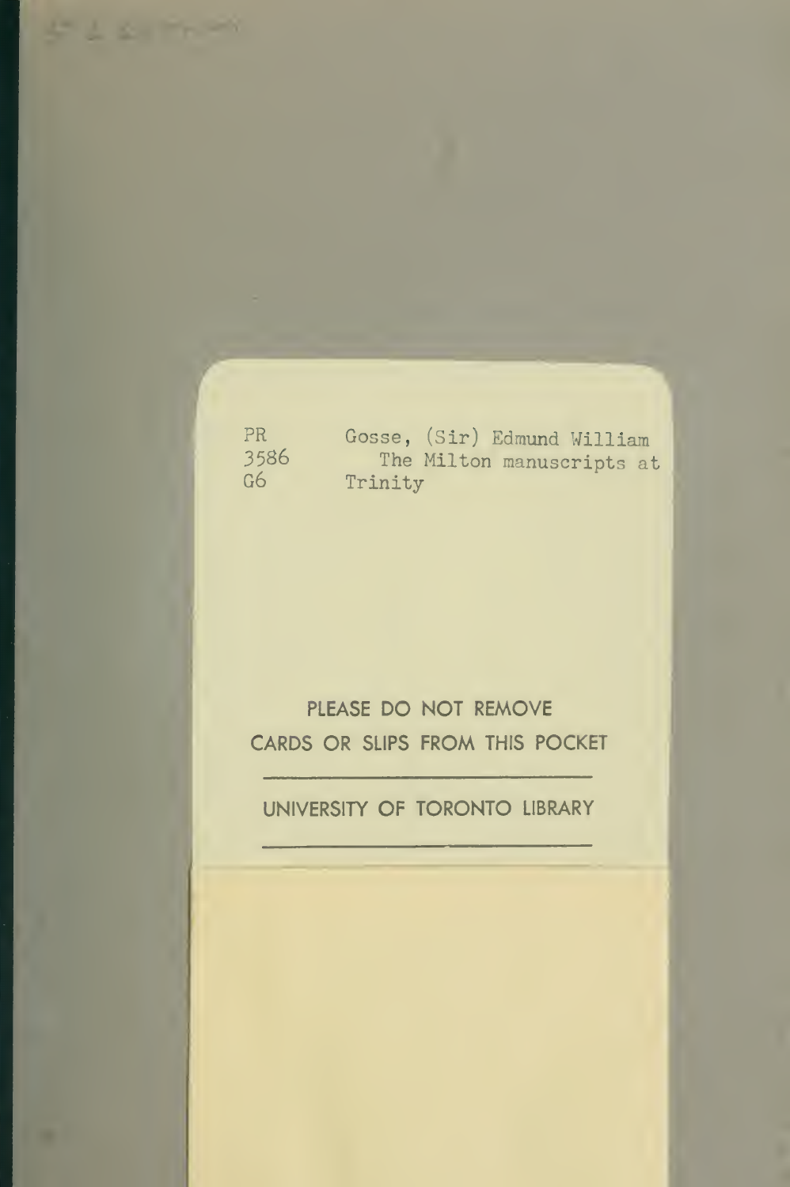PR
3586
G6

Gosse, (Sir) Edmund William
The Milton manuscripts at
Trinity

PLEASE DO NOT REMOVE
CARDS OR SLIPS FROM THIS POCKET

UNIVERSITY OF TORONTO LIBRARY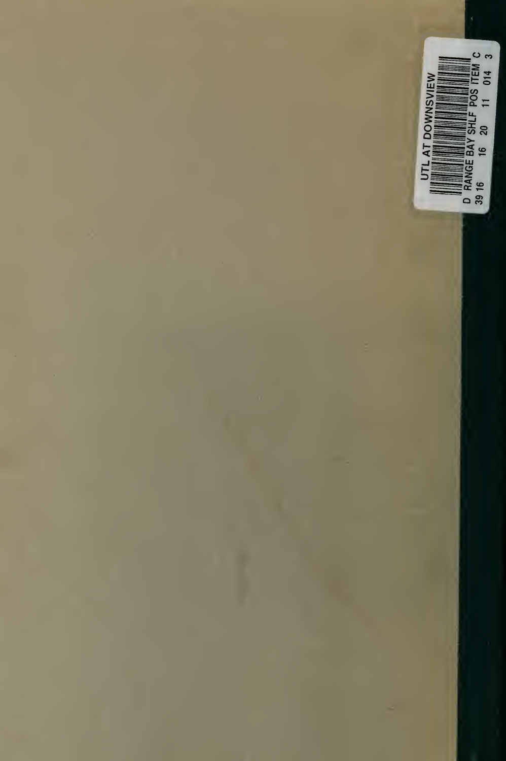UTL AT DOWNSVIEW

D RANGE BAY SHLF POS ITEM C
39 16 16 20 11 014 3